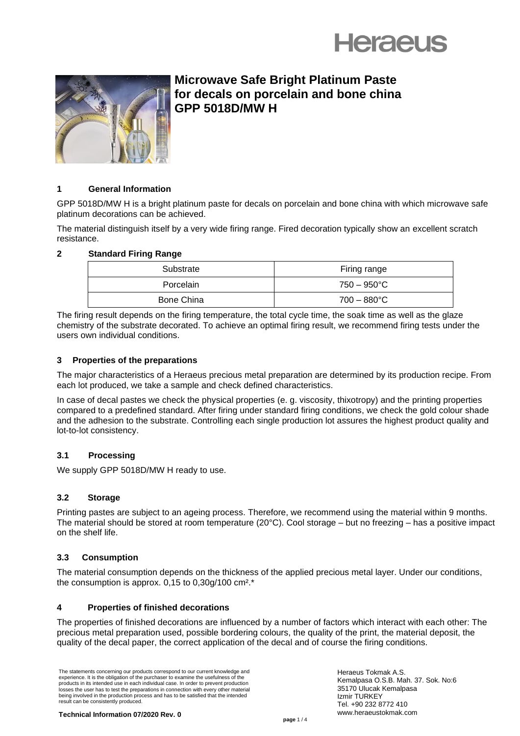# Microwave Safe Bright Platinum Paste for decals on porcelain and bone china GPP 5018D/MW H

## 1 General Information

GPP 5018D/MW H is a bright platinum paste for decals on porcelain and bone china with which microwave safe platinum decorations can be achieved.

The material distinguish itself by a very wide firing range. Fired decoration typically show an excellent scratch resistance.

## 2 Standard Firing Range

| Substrate | Firing range |
|---|---|
| Porcelain | 750 – 950°C |
| Bone China | 700 – 880°C |

The firing result depends on the firing temperature, the total cycle time, the soak time as well as the glaze chemistry of the substrate decorated. To achieve an optimal firing result, we recommend firing tests under the users own individual conditions.

## 3 Properties of the preparations

The major characteristics of a Heraeus precious metal preparation are determined by its production recipe. From each lot produced, we take a sample and check defined characteristics.

In case of decal pastes we check the physical properties (e. g. viscosity, thixotropy) and the printing properties compared to a predefined standard. After firing under standard firing conditions, we check the gold colour shade and the adhesion to the substrate. Controlling each single production lot assures the highest product quality and lot-to-lot consistency.

### 3.1 Processing

We supply GPP 5018D/MW H ready to use.

### 3.2 Storage

Printing pastes are subject to an ageing process. Therefore, we recommend using the material within 9 months. The material should be stored at room temperature (20°C). Cool storage – but no freezing – has a positive impact on the shelf life.

### 3.3 Consumption

The material consumption depends on the thickness of the applied precious metal layer. Under our conditions, the consumption is approx. 0,15 to 0,30g/100 cm².*

## 4 Properties of finished decorations

The properties of finished decorations are influenced by a number of factors which interact with each other: The precious metal preparation used, possible bordering colours, the quality of the print, the material deposit, the quality of the decal paper, the correct application of the decal and of course the firing conditions.

The statements concerning our products correspond to our current knowledge and experience. It is the obligation of the purchaser to examine the usefulness of the products in its intended use in each individual case. In order to prevent production losses the user has to test the preparations in connection with every other material being involved in the production process and has to be satisfied that the intended result can be consistently produced.

Heraeus Tokmak A.S.
Kemalpasa O.S.B. Mah. 37. Sok. No:6
35170 Ulucak Kemalpasa
Izmir TURKEY
Tel. +90 232 8772 410
www.heraeustokmak.com

**Technical Information 07/2020 Rev. 0**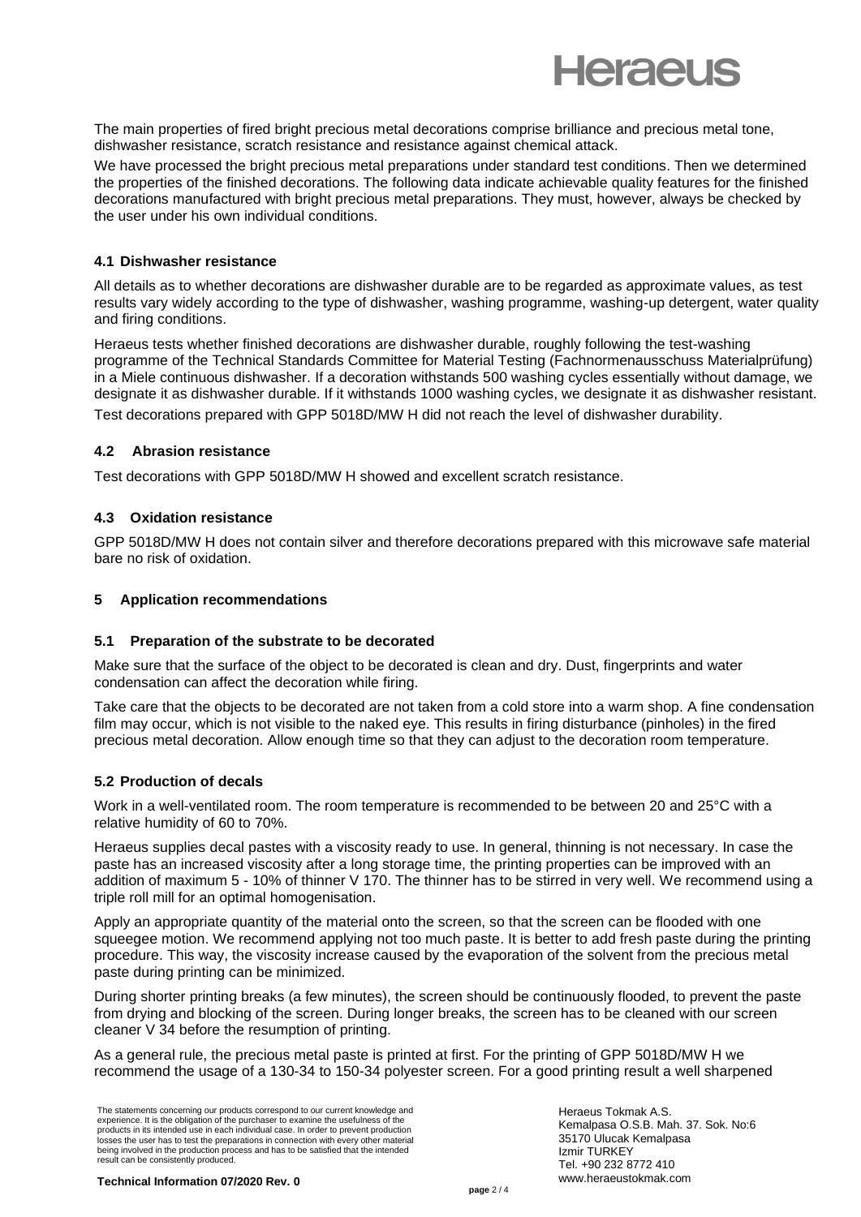The main properties of fired bright precious metal decorations comprise brilliance and precious metal tone, dishwasher resistance, scratch resistance and resistance against chemical attack.

We have processed the bright precious metal preparations under standard test conditions. Then we determined the properties of the finished decorations. The following data indicate achievable quality features for the finished decorations manufactured with bright precious metal preparations. They must, however, always be checked by the user under his own individual conditions.

### 4.1 Dishwasher resistance

All details as to whether decorations are dishwasher durable are to be regarded as approximate values, as test results vary widely according to the type of dishwasher, washing programme, washing-up detergent, water quality and firing conditions.

Heraeus tests whether finished decorations are dishwasher durable, roughly following the test-washing programme of the Technical Standards Committee for Material Testing (Fachnormenausschuss Materialprüfung) in a Miele continuous dishwasher. If a decoration withstands 500 washing cycles essentially without damage, we designate it as dishwasher durable. If it withstands 1000 washing cycles, we designate it as dishwasher resistant.

Test decorations prepared with GPP 5018D/MW H did not reach the level of dishwasher durability.

### 4.2 Abrasion resistance

Test decorations with GPP 5018D/MW H showed and excellent scratch resistance.

### 4.3 Oxidation resistance

GPP 5018D/MW H does not contain silver and therefore decorations prepared with this microwave safe material bare no risk of oxidation.

## 5 Application recommendations

### 5.1 Preparation of the substrate to be decorated

Make sure that the surface of the object to be decorated is clean and dry. Dust, fingerprints and water condensation can affect the decoration while firing.

Take care that the objects to be decorated are not taken from a cold store into a warm shop. A fine condensation film may occur, which is not visible to the naked eye. This results in firing disturbance (pinholes) in the fired precious metal decoration. Allow enough time so that they can adjust to the decoration room temperature.

### 5.2 Production of decals

Work in a well-ventilated room. The room temperature is recommended to be between 20 and 25°C with a relative humidity of 60 to 70%.

Heraeus supplies decal pastes with a viscosity ready to use. In general, thinning is not necessary. In case the paste has an increased viscosity after a long storage time, the printing properties can be improved with an addition of maximum 5 - 10% of thinner V 170. The thinner has to be stirred in very well. We recommend using a triple roll mill for an optimal homogenisation.

Apply an appropriate quantity of the material onto the screen, so that the screen can be flooded with one squeegee motion. We recommend applying not too much paste. It is better to add fresh paste during the printing procedure. This way, the viscosity increase caused by the evaporation of the solvent from the precious metal paste during printing can be minimized.

During shorter printing breaks (a few minutes), the screen should be continuously flooded, to prevent the paste from drying and blocking of the screen. During longer breaks, the screen has to be cleaned with our screen cleaner V 34 before the resumption of printing.

As a general rule, the precious metal paste is printed at first. For the printing of GPP 5018D/MW H we recommend the usage of a 130-34 to 150-34 polyester screen. For a good printing result a well sharpened

The statements concerning our products correspond to our current knowledge and experience. It is the obligation of the purchaser to examine the usefulness of the products in its intended use in each individual case. In order to prevent production losses the user has to test the preparations in connection with every other material being involved in the production process and has to be satisfied that the intended result can be consistently produced.

Heraeus Tokmak A.S.
Kemalpasa O.S.B. Mah. 37. Sok. No:6
35170 Ulucak Kemalpasa
Izmir TURKEY
Tel. +90 232 8772 410
www.heraeustokmak.com

**Technical Information 07/2020 Rev. 0**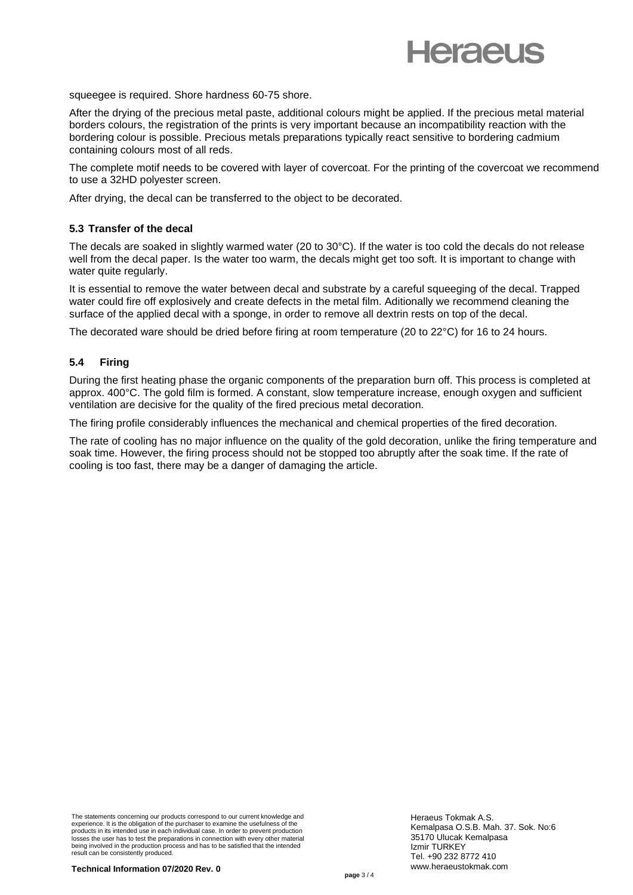squeegee is required. Shore hardness 60-75 shore.

After the drying of the precious metal paste, additional colours might be applied. If the precious metal material borders colours, the registration of the prints is very important because an incompatibility reaction with the bordering colour is possible. Precious metals preparations typically react sensitive to bordering cadmium containing colours most of all reds.

The complete motif needs to be covered with layer of covercoat. For the printing of the covercoat we recommend to use a 32HD polyester screen.

After drying, the decal can be transferred to the object to be decorated.

### 5.3 Transfer of the decal

The decals are soaked in slightly warmed water (20 to 30°C). If the water is too cold the decals do not release well from the decal paper. Is the water too warm, the decals might get too soft. It is important to change with water quite regularly.

It is essential to remove the water between decal and substrate by a careful squeeging of the decal. Trapped water could fire off explosively and create defects in the metal film. Aditionally we recommend cleaning the surface of the applied decal with a sponge, in order to remove all dextrin rests on top of the decal.

The decorated ware should be dried before firing at room temperature (20 to 22°C) for 16 to 24 hours.

### 5.4 Firing

During the first heating phase the organic components of the preparation burn off. This process is completed at approx. 400°C. The gold film is formed. A constant, slow temperature increase, enough oxygen and sufficient ventilation are decisive for the quality of the fired precious metal decoration.

The firing profile considerably influences the mechanical and chemical properties of the fired decoration.

The rate of cooling has no major influence on the quality of the gold decoration, unlike the firing temperature and soak time. However, the firing process should not be stopped too abruptly after the soak time. If the rate of cooling is too fast, there may be a danger of damaging the article.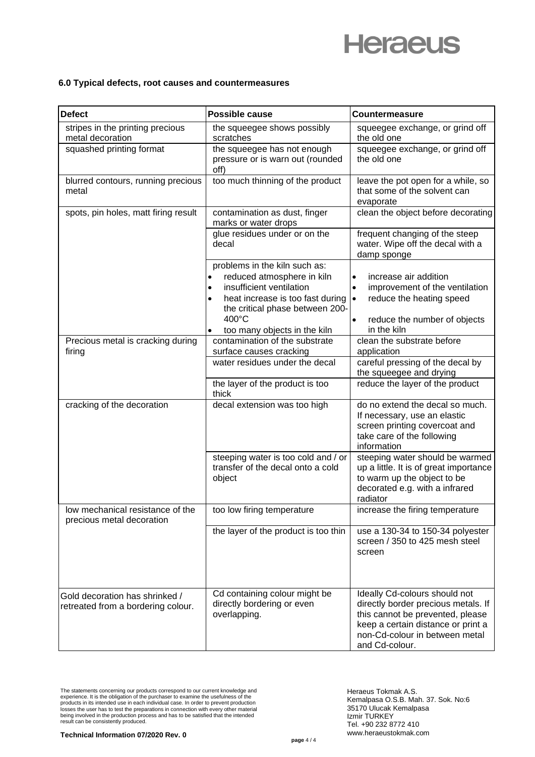### 6.0 Typical defects, root causes and countermeasures

| Defect | Possible cause | Countermeasure |
|---|---|---|
| stripes in the printing precious metal decoration | the squeegee shows possibly scratches | squeegee exchange, or grind off the old one |
| squashed printing format | the squeegee has not enough pressure or is warn out (rounded off) | squeegee exchange, or grind off the old one |
| blurred contours, running precious metal | too much thinning of the product | leave the pot open for a while, so that some of the solvent can evaporate |
| spots, pin holes, matt firing result | contamination as dust, finger marks or water drops | clean the object before decorating |
| | glue residues under or on the decal | frequent changing of the steep water. Wipe off the decal with a damp sponge |
| | problems in the kiln such as:<br>• reduced atmosphere in kiln<br>• insufficient ventilation<br>• heat increase is too fast during the critical phase between 200-400°C<br>• too many objects in the kiln | <br>• increase air addition<br>• improvement of the ventilation<br>• reduce the heating speed<br>• reduce the number of objects in the kiln |
| Precious metal is cracking during firing | contamination of the substrate surface causes cracking | clean the substrate before application |
| | water residues under the decal | careful pressing of the decal by the squeegee and drying |
| | the layer of the product is too thick | reduce the layer of the product |
| cracking of the decoration | decal extension was too high | do no extend the decal so much. If necessary, use an elastic screen printing covercoat and take care of the following information |
| | steeping water is too cold and / or transfer of the decal onto a cold object | steeping water should be warmed up a little. It is of great importance to warm up the object to be decorated e.g. with a infrared radiator |
| low mechanical resistance of the precious metal decoration | too low firing temperature | increase the firing temperature |
| | the layer of the product is too thin | use a 130-34 to 150-34 polyester screen / 350 to 425 mesh steel screen |
| Gold decoration has shrinked / retreated from a bordering colour. | Cd containing colour might be directly bordering or even overlapping. | Ideally Cd-colours should not directly border precious metals. If this cannot be prevented, please keep a certain distance or print a non-Cd-colour in between metal and Cd-colour. |

The statements concerning our products correspond to our current knowledge and experience. It is the obligation of the purchaser to examine the usefulness of the products in its intended use in each individual case. In order to prevent production losses the user has to test the preparations in connection with every other material being involved in the production process and has to be satisfied that the intended result can be consistently produced.

Heraeus Tokmak A.S.
Kemalpasa O.S.B. Mah. 37. Sok. No:6
35170 Ulucak Kemalpasa
Izmir TURKEY
Tel. +90 232 8772 410
www.heraeustokmak.com

**Technical Information 07/2020 Rev. 0**